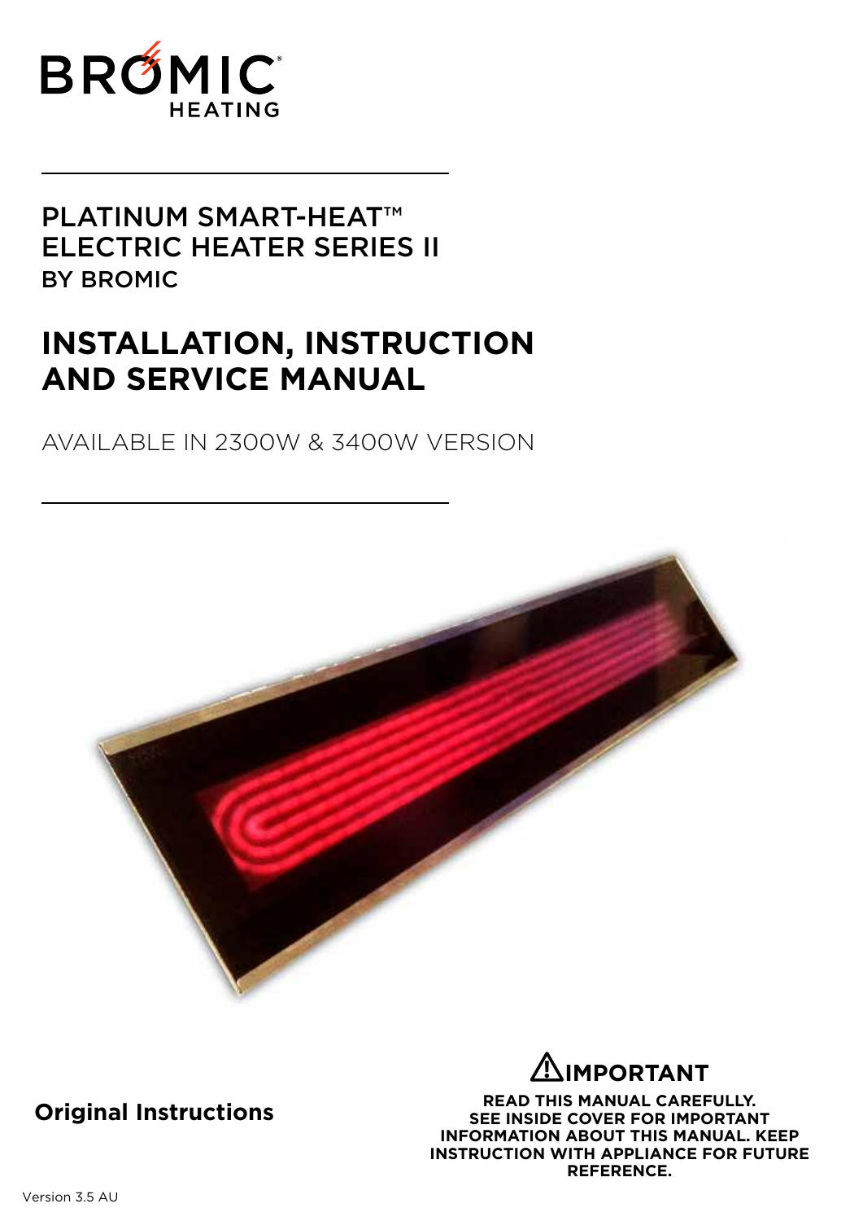BROMIC HEATING

PLATINUM SMART-HEAT™
ELECTRIC HEATER SERIES II
BY BROMIC

# INSTALLATION, INSTRUCTION AND SERVICE MANUAL

AVAILABLE IN 2300W & 3400W VERSION

**Original Instructions**

## ⚠IMPORTANT

**READ THIS MANUAL CAREFULLY. SEE INSIDE COVER FOR IMPORTANT INFORMATION ABOUT THIS MANUAL. KEEP INSTRUCTION WITH APPLIANCE FOR FUTURE REFERENCE.**

Version 3.5 AU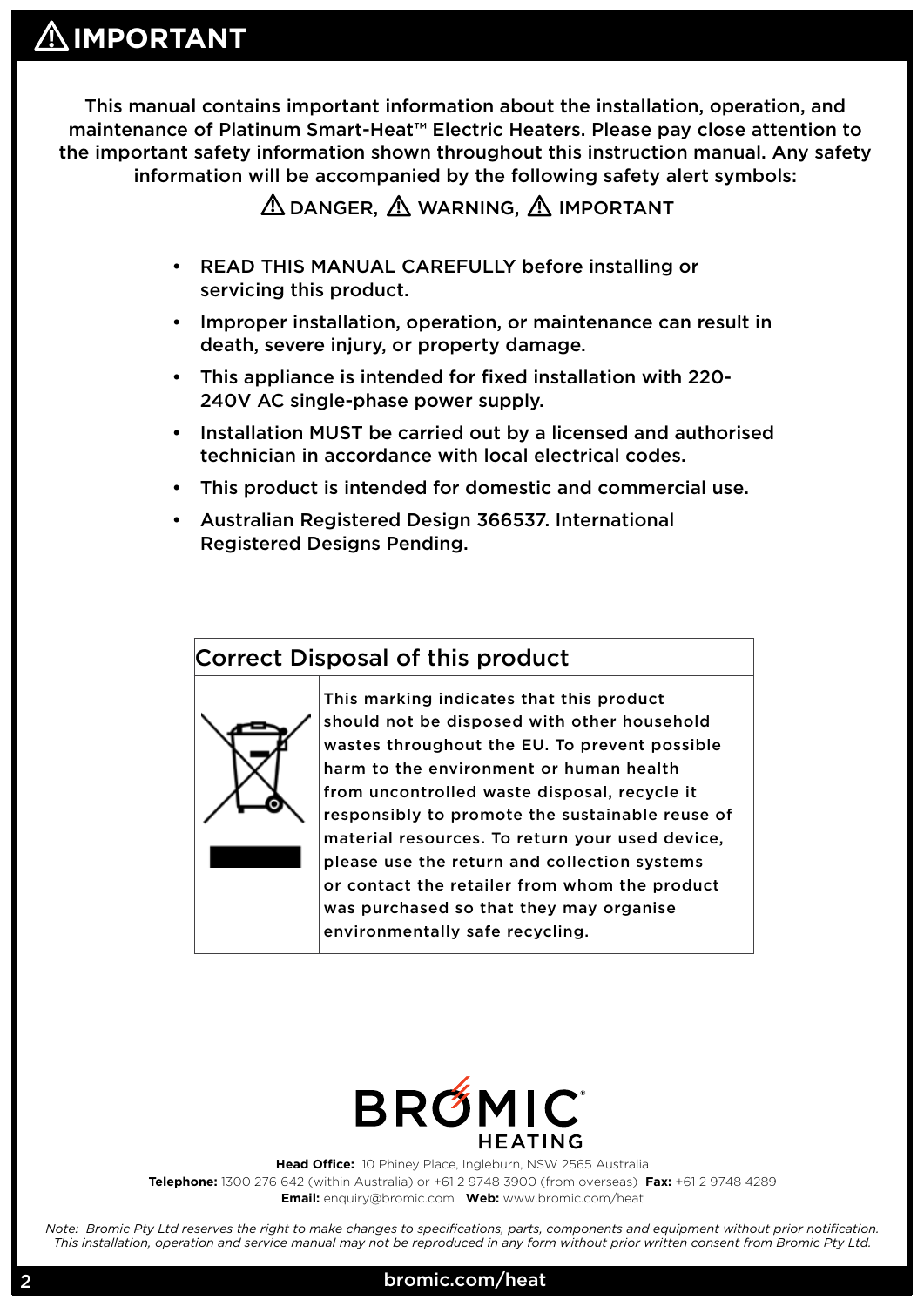# ⚠ IMPORTANT

This manual contains important information about the installation, operation, and maintenance of Platinum Smart-Heat™ Electric Heaters. Please pay close attention to the important safety information shown throughout this instruction manual. Any safety information will be accompanied by the following safety alert symbols:

⚠ DANGER, ⚠ WARNING, ⚠ IMPORTANT

- READ THIS MANUAL CAREFULLY before installing or servicing this product.
- Improper installation, operation, or maintenance can result in death, severe injury, or property damage.
- This appliance is intended for fixed installation with 220-240V AC single-phase power supply.
- Installation MUST be carried out by a licensed and authorised technician in accordance with local electrical codes.
- This product is intended for domestic and commercial use.
- Australian Registered Design 366537. International Registered Designs Pending.

## Correct Disposal of this product

This marking indicates that this product should not be disposed with other household wastes throughout the EU. To prevent possible harm to the environment or human health from uncontrolled waste disposal, recycle it responsibly to promote the sustainable reuse of material resources. To return your used device, please use the return and collection systems or contact the retailer from whom the product was purchased so that they may organise environmentally safe recycling.

BROMIC HEATING

**Head Office:** 10 Phiney Place, Ingleburn, NSW 2565 Australia
**Telephone:** 1300 276 642 (within Australia) or +61 2 9748 3900 (from overseas) **Fax:** +61 2 9748 4289
**Email:** enquiry@bromic.com **Web:** www.bromic.com/heat

*Note: Bromic Pty Ltd reserves the right to make changes to specifications, parts, components and equipment without prior notification. This installation, operation and service manual may not be reproduced in any form without prior written consent from Bromic Pty Ltd.*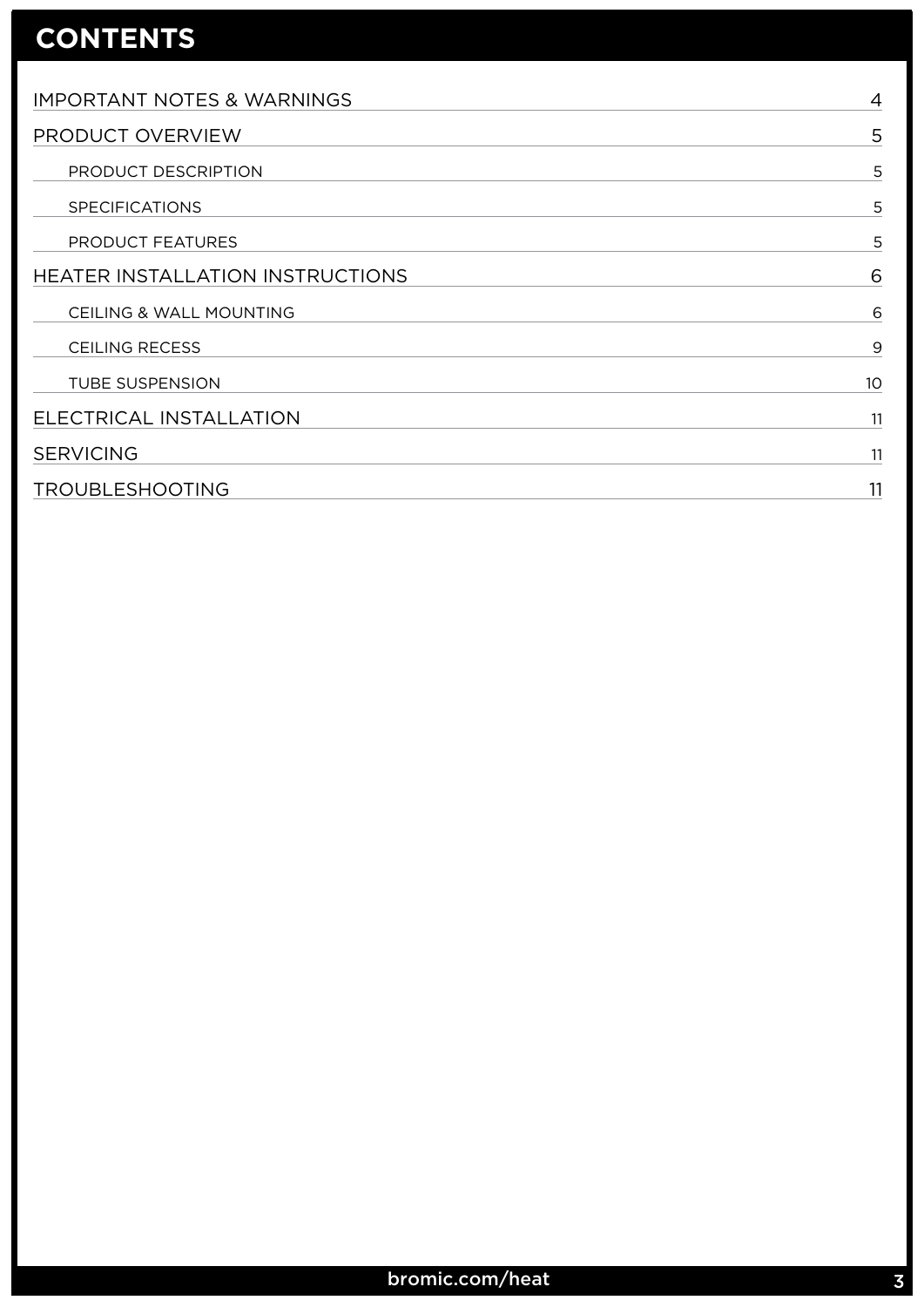# CONTENTS

| | |
|---|---|
| IMPORTANT NOTES & WARNINGS | 4 |
| PRODUCT OVERVIEW | 5 |
| PRODUCT DESCRIPTION | 5 |
| SPECIFICATIONS | 5 |
| PRODUCT FEATURES | 5 |
| HEATER INSTALLATION INSTRUCTIONS | 6 |
| CEILING & WALL MOUNTING | 6 |
| CEILING RECESS | 9 |
| TUBE SUSPENSION | 10 |
| ELECTRICAL INSTALLATION | 11 |
| SERVICING | 11 |
| TROUBLESHOOTING | 11 |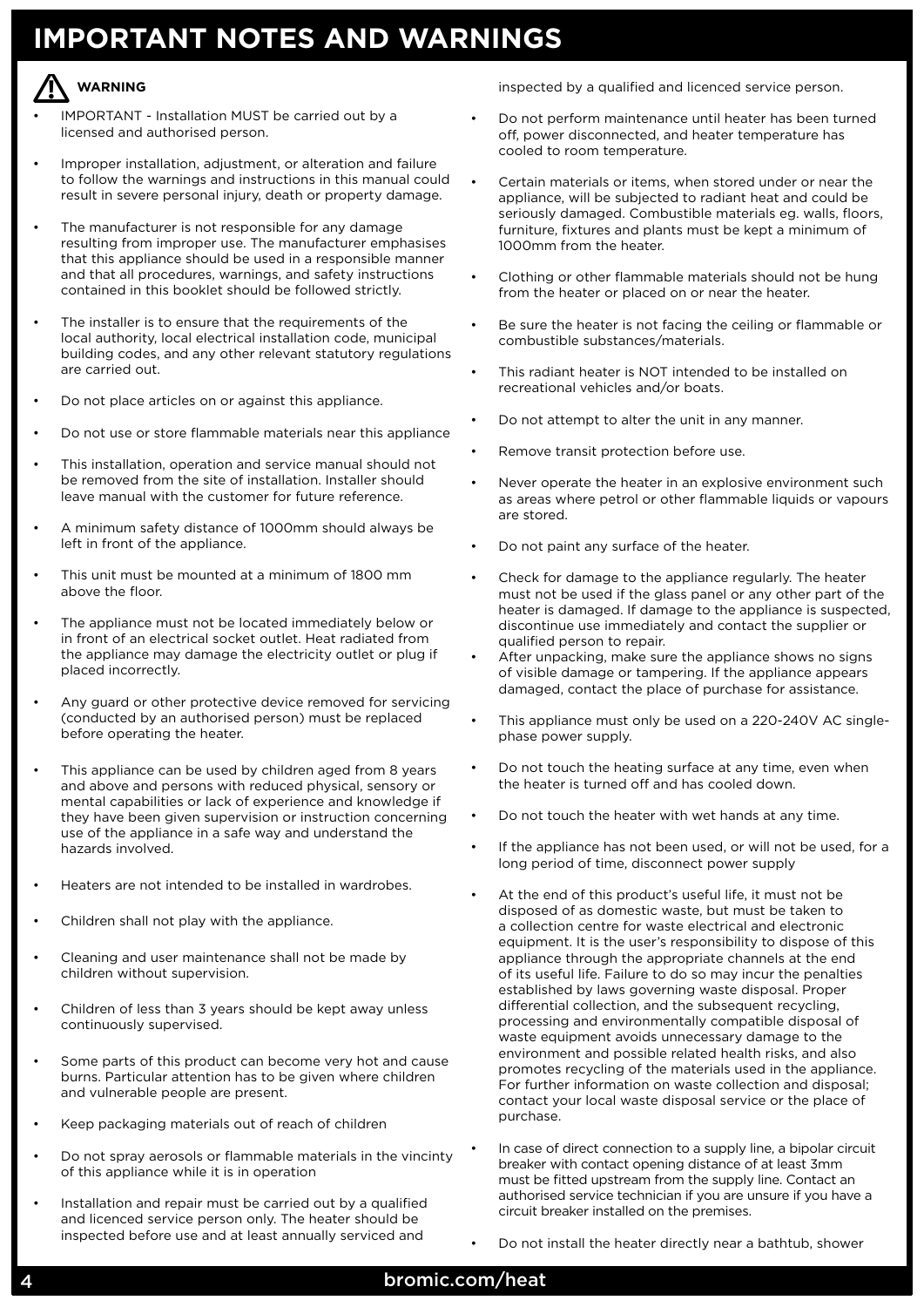# IMPORTANT NOTES AND WARNINGS

**WARNING**

- IMPORTANT - Installation MUST be carried out by a licensed and authorised person.
- Improper installation, adjustment, or alteration and failure to follow the warnings and instructions in this manual could result in severe personal injury, death or property damage.
- The manufacturer is not responsible for any damage resulting from improper use. The manufacturer emphasises that this appliance should be used in a responsible manner and that all procedures, warnings, and safety instructions contained in this booklet should be followed strictly.
- The installer is to ensure that the requirements of the local authority, local electrical installation code, municipal building codes, and any other relevant statutory regulations are carried out.
- Do not place articles on or against this appliance.
- Do not use or store flammable materials near this appliance
- This installation, operation and service manual should not be removed from the site of installation. Installer should leave manual with the customer for future reference.
- A minimum safety distance of 1000mm should always be left in front of the appliance.
- This unit must be mounted at a minimum of 1800 mm above the floor.
- The appliance must not be located immediately below or in front of an electrical socket outlet. Heat radiated from the appliance may damage the electricity outlet or plug if placed incorrectly.
- Any guard or other protective device removed for servicing (conducted by an authorised person) must be replaced before operating the heater.
- This appliance can be used by children aged from 8 years and above and persons with reduced physical, sensory or mental capabilities or lack of experience and knowledge if they have been given supervision or instruction concerning use of the appliance in a safe way and understand the hazards involved.
- Heaters are not intended to be installed in wardrobes.
- Children shall not play with the appliance.
- Cleaning and user maintenance shall not be made by children without supervision.
- Children of less than 3 years should be kept away unless continuously supervised.
- Some parts of this product can become very hot and cause burns. Particular attention has to be given where children and vulnerable people are present.
- Keep packaging materials out of reach of children
- Do not spray aerosols or flammable materials in the vincinty of this appliance while it is in operation
- Installation and repair must be carried out by a qualified and licenced service person only. The heater should be inspected before use and at least annually serviced and inspected by a qualified and licenced service person.
- Do not perform maintenance until heater has been turned off, power disconnected, and heater temperature has cooled to room temperature.
- Certain materials or items, when stored under or near the appliance, will be subjected to radiant heat and could be seriously damaged. Combustible materials eg. walls, floors, furniture, fixtures and plants must be kept a minimum of 1000mm from the heater.
- Clothing or other flammable materials should not be hung from the heater or placed on or near the heater.
- Be sure the heater is not facing the ceiling or flammable or combustible substances/materials.
- This radiant heater is NOT intended to be installed on recreational vehicles and/or boats.
- Do not attempt to alter the unit in any manner.
- Remove transit protection before use.
- Never operate the heater in an explosive environment such as areas where petrol or other flammable liquids or vapours are stored.
- Do not paint any surface of the heater.
- Check for damage to the appliance regularly. The heater must not be used if the glass panel or any other part of the heater is damaged. If damage to the appliance is suspected, discontinue use immediately and contact the supplier or qualified person to repair.
- After unpacking, make sure the appliance shows no signs of visible damage or tampering. If the appliance appears damaged, contact the place of purchase for assistance.
- This appliance must only be used on a 220-240V AC single-phase power supply.
- Do not touch the heating surface at any time, even when the heater is turned off and has cooled down.
- Do not touch the heater with wet hands at any time.
- If the appliance has not been used, or will not be used, for a long period of time, disconnect power supply
- At the end of this product's useful life, it must not be disposed of as domestic waste, but must be taken to a collection centre for waste electrical and electronic equipment. It is the user's responsibility to dispose of this appliance through the appropriate channels at the end of its useful life. Failure to do so may incur the penalties established by laws governing waste disposal. Proper differential collection, and the subsequent recycling, processing and environmentally compatible disposal of waste equipment avoids unnecessary damage to the environment and possible related health risks, and also promotes recycling of the materials used in the appliance. For further information on waste collection and disposal; contact your local waste disposal service or the place of purchase.
- In case of direct connection to a supply line, a bipolar circuit breaker with contact opening distance of at least 3mm must be fitted upstream from the supply line. Contact an authorised service technician if you are unsure if you have a circuit breaker installed on the premises.
- Do not install the heater directly near a bathtub, shower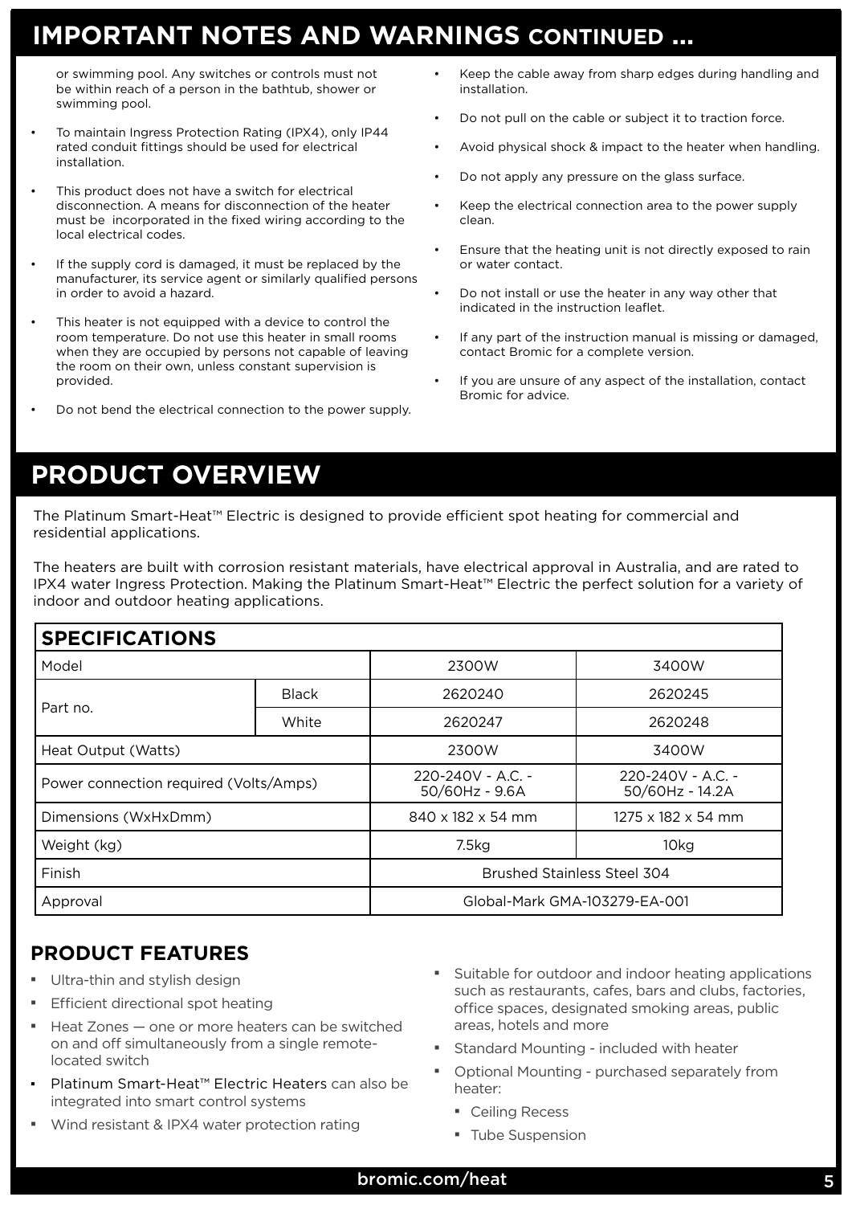## IMPORTANT NOTES AND WARNINGS CONTINUED ...

or swimming pool. Any switches or controls must not be within reach of a person in the bathtub, shower or swimming pool.

- To maintain Ingress Protection Rating (IPX4), only IP44 rated conduit fittings should be used for electrical installation.
- This product does not have a switch for electrical disconnection. A means for disconnection of the heater must be incorporated in the fixed wiring according to the local electrical codes.
- If the supply cord is damaged, it must be replaced by the manufacturer, its service agent or similarly qualified persons in order to avoid a hazard.
- This heater is not equipped with a device to control the room temperature. Do not use this heater in small rooms when they are occupied by persons not capable of leaving the room on their own, unless constant supervision is provided.
- Do not bend the electrical connection to the power supply.
- Keep the cable away from sharp edges during handling and installation.
- Do not pull on the cable or subject it to traction force.
- Avoid physical shock & impact to the heater when handling.
- Do not apply any pressure on the glass surface.
- Keep the electrical connection area to the power supply clean.
- Ensure that the heating unit is not directly exposed to rain or water contact.
- Do not install or use the heater in any way other that indicated in the instruction leaflet.
- If any part of the instruction manual is missing or damaged, contact Bromic for a complete version.
- If you are unsure of any aspect of the installation, contact Bromic for advice.

## PRODUCT OVERVIEW

The Platinum Smart-Heat™ Electric is designed to provide efficient spot heating for commercial and residential applications.

The heaters are built with corrosion resistant materials, have electrical approval in Australia, and are rated to IPX4 water Ingress Protection. Making the Platinum Smart-Heat™ Electric the perfect solution for a variety of indoor and outdoor heating applications.

| SPECIFICATIONS | | | |
|---|---|---|---|
| Model | | 2300W | 3400W |
| Part no. | Black | 2620240 | 2620245 |
| | White | 2620247 | 2620248 |
| Heat Output (Watts) | | 2300W | 3400W |
| Power connection required (Volts/Amps) | | 220-240V - A.C. - 50/60Hz - 9.6A | 220-240V - A.C. - 50/60Hz - 14.2A |
| Dimensions (WxHxDmm) | | 840 x 182 x 54 mm | 1275 x 182 x 54 mm |
| Weight (kg) | | 7.5kg | 10kg |
| Finish | | Brushed Stainless Steel 304 | |
| Approval | | Global-Mark GMA-103279-EA-001 | |

### PRODUCT FEATURES

- Ultra-thin and stylish design
- Efficient directional spot heating
- Heat Zones — one or more heaters can be switched on and off simultaneously from a single remote-located switch
- Platinum Smart-Heat™ Electric Heaters can also be integrated into smart control systems
- Wind resistant & IPX4 water protection rating
- Suitable for outdoor and indoor heating applications such as restaurants, cafes, bars and clubs, factories, office spaces, designated smoking areas, public areas, hotels and more
- Standard Mounting - included with heater
- Optional Mounting - purchased separately from heater:
  - Ceiling Recess
  - Tube Suspension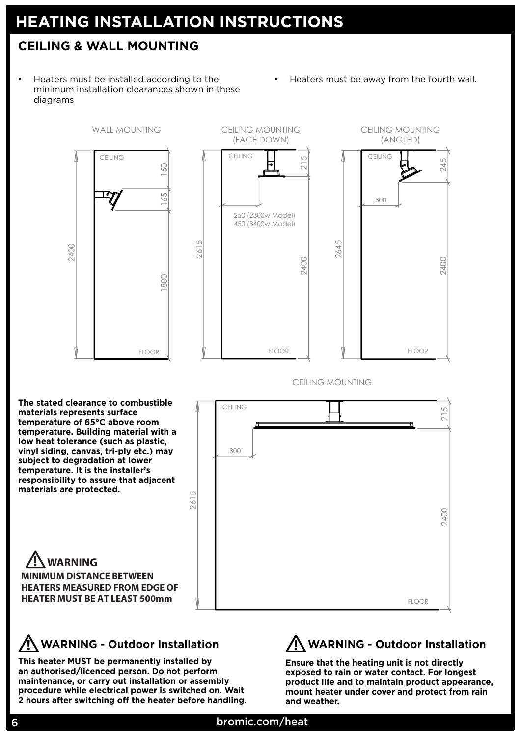# HEATING INSTALLATION INSTRUCTIONS

## CEILING & WALL MOUNTING

- Heaters must be installed according to the minimum installation clearances shown in these diagrams
- Heaters must be away from the fourth wall.

WALL MOUNTING

CEILING

150

165

2400

1800

FLOOR

CEILING MOUNTING (FACE DOWN)

CEILING

215

250 (2300w Model)
450 (3400w Model)

2615

2400

FLOOR

CEILING MOUNTING (ANGLED)

CEILING

245

300

2645

2400

FLOOR

CEILING MOUNTING

CEILING

215

300

2615

2400

FLOOR

**The stated clearance to combustible materials represents surface temperature of 65°C above room temperature. Building material with a low heat tolerance (such as plastic, vinyl siding, canvas, tri-ply etc.) may subject to degradation at lower temperature. It is the installer's responsibility to assure that adjacent materials are protected.**

### ⚠ WARNING

**MINIMUM DISTANCE BETWEEN HEATERS MEASURED FROM EDGE OF HEATER MUST BE AT LEAST 500mm**

### ⚠ WARNING - Outdoor Installation

**This heater MUST be permanently installed by an authorised/licenced person. Do not perform maintenance, or carry out installation or assembly procedure while electrical power is switched on. Wait 2 hours after switching off the heater before handling.**

### ⚠ WARNING - Outdoor Installation

**Ensure that the heating unit is not directly exposed to rain or water contact. For longest product life and to maintain product appearance, mount heater under cover and protect from rain and weather.**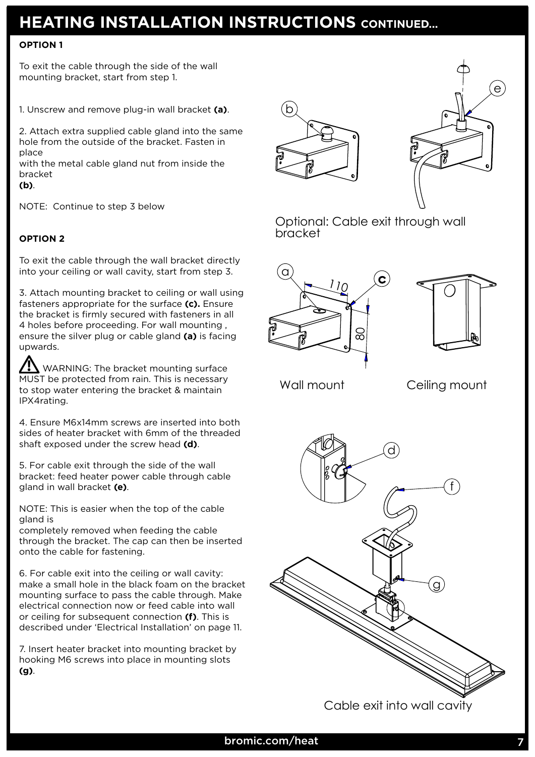# HEATING INSTALLATION INSTRUCTIONS CONTINUED...

**OPTION 1**

To exit the cable through the side of the wall mounting bracket, start from step 1.

1. Unscrew and remove plug-in wall bracket **(a)**.

2. Attach extra supplied cable gland into the same hole from the outside of the bracket. Fasten in place with the metal cable gland nut from inside the bracket **(b)**.

NOTE: Continue to step 3 below

**OPTION 2**

To exit the cable through the wall bracket directly into your ceiling or wall cavity, start from step 3.

3. Attach mounting bracket to ceiling or wall using fasteners appropriate for the surface **(c).** Ensure the bracket is firmly secured with fasteners in all 4 holes before proceeding. For wall mounting , ensure the silver plug or cable gland **(a)** is facing upwards.

⚠ WARNING: The bracket mounting surface MUST be protected from rain. This is necessary to stop water entering the bracket & maintain IPX4rating.

4. Ensure M6x14mm screws are inserted into both sides of heater bracket with 6mm of the threaded shaft exposed under the screw head **(d)**.

5. For cable exit through the side of the wall bracket: feed heater power cable through cable gland in wall bracket **(e)**.

NOTE: This is easier when the top of the cable gland is completely removed when feeding the cable through the bracket. The cap can then be inserted onto the cable for fastening.

6. For cable exit into the ceiling or wall cavity: make a small hole in the black foam on the bracket mounting surface to pass the cable through. Make electrical connection now or feed cable into wall or ceiling for subsequent connection **(f)**. This is described under 'Electrical Installation' on page 11.

7. Insert heater bracket into mounting bracket by hooking M6 screws into place in mounting slots **(g)**.

Optional: Cable exit through wall bracket

Wall mount

Ceiling mount

Cable exit into wall cavity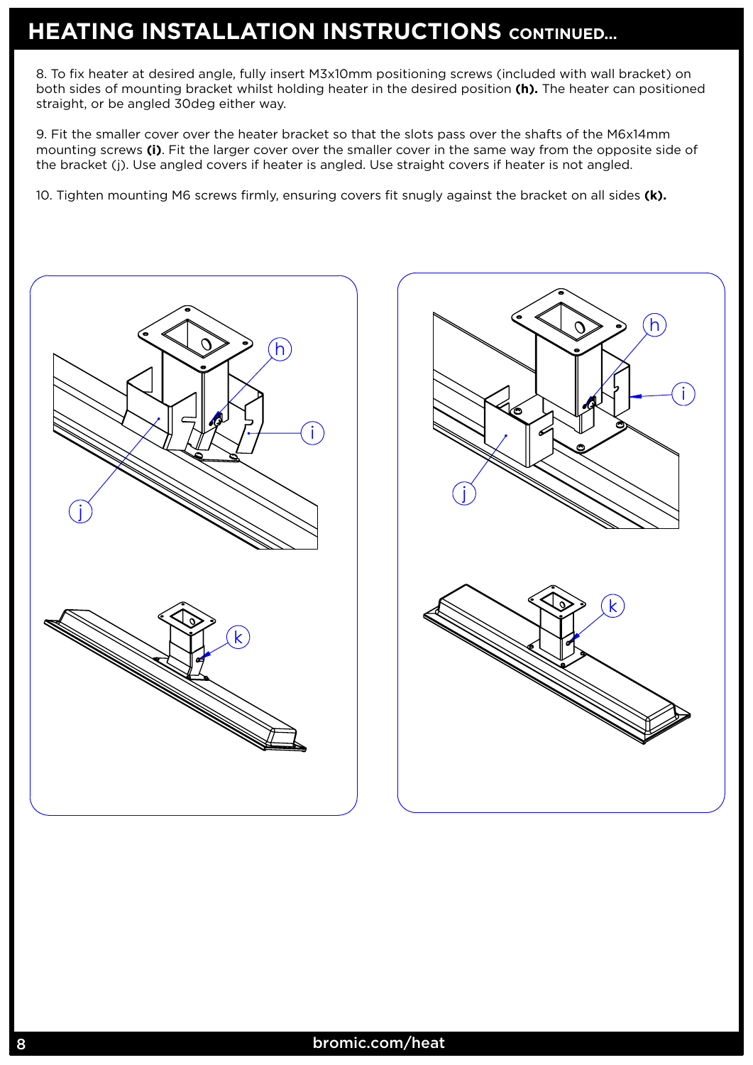# HEATING INSTALLATION INSTRUCTIONS CONTINUED...

8. To fix heater at desired angle, fully insert M3x10mm positioning screws (included with wall bracket) on both sides of mounting bracket whilst holding heater in the desired position **(h).** The heater can positioned straight, or be angled 30deg either way.

9. Fit the smaller cover over the heater bracket so that the slots pass over the shafts of the M6x14mm mounting screws **(i)**. Fit the larger cover over the smaller cover in the same way from the opposite side of the bracket (j). Use angled covers if heater is angled. Use straight covers if heater is not angled.

10. Tighten mounting M6 screws firmly, ensuring covers fit snugly against the bracket on all sides **(k).**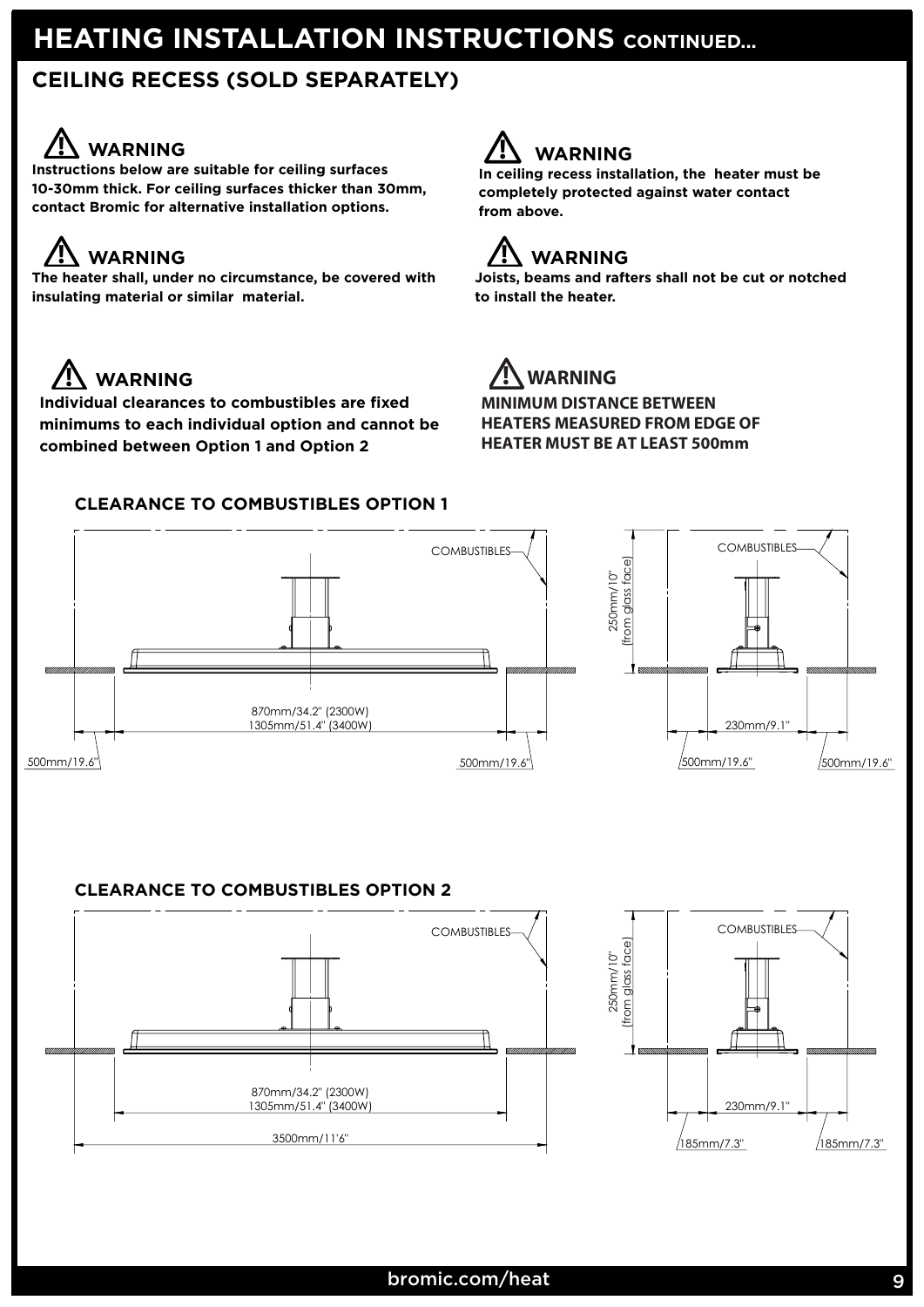# HEATING INSTALLATION INSTRUCTIONS CONTINUED...

## CEILING RECESS (SOLD SEPARATELY)

### ⚠ WARNING

**Instructions below are suitable for ceiling surfaces 10-30mm thick. For ceiling surfaces thicker than 30mm, contact Bromic for alternative installation options.**

### ⚠ WARNING

**In ceiling recess installation, the heater must be completely protected against water contact from above.**

### ⚠ WARNING

**The heater shall, under no circumstance, be covered with insulating material or similar material.**

### ⚠ WARNING

**Joists, beams and rafters shall not be cut or notched to install the heater.**

### ⚠ WARNING

**Individual clearances to combustibles are fixed minimums to each individual option and cannot be combined between Option 1 and Option 2**

### ⚠ WARNING

**MINIMUM DISTANCE BETWEEN HEATERS MEASURED FROM EDGE OF HEATER MUST BE AT LEAST 500mm**

### CLEARANCE TO COMBUSTIBLES OPTION 1

COMBUSTIBLES

870mm/34.2" (2300W)
1305mm/51.4" (3400W)

500mm/19.6" | 500mm/19.6"

250mm/10" (from glass face)

230mm/9.1"

500mm/19.6" | 500mm/19.6"

### CLEARANCE TO COMBUSTIBLES OPTION 2

COMBUSTIBLES

870mm/34.2" (2300W)
1305mm/51.4" (3400W)

3500mm/11'6"

250mm/10" (from glass face)

230mm/9.1"

185mm/7.3" | 185mm/7.3"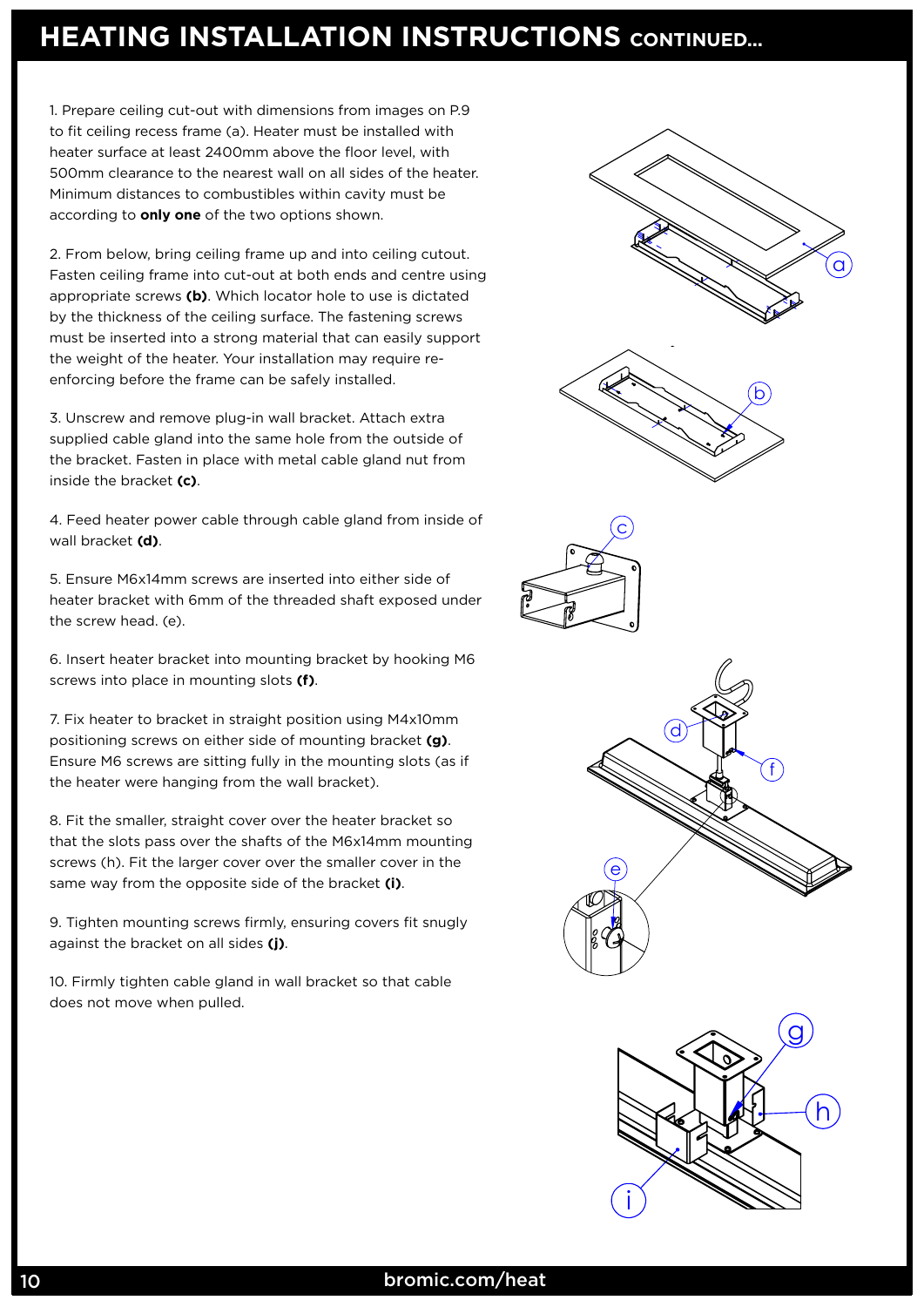# HEATING INSTALLATION INSTRUCTIONS CONTINUED...

1. Prepare ceiling cut-out with dimensions from images on P.9 to fit ceiling recess frame (a). Heater must be installed with heater surface at least 2400mm above the floor level, with 500mm clearance to the nearest wall on all sides of the heater. Minimum distances to combustibles within cavity must be according to **only one** of the two options shown.

2. From below, bring ceiling frame up and into ceiling cutout. Fasten ceiling frame into cut-out at both ends and centre using appropriate screws **(b)**. Which locator hole to use is dictated by the thickness of the ceiling surface. The fastening screws must be inserted into a strong material that can easily support the weight of the heater. Your installation may require re-enforcing before the frame can be safely installed.

3. Unscrew and remove plug-in wall bracket. Attach extra supplied cable gland into the same hole from the outside of the bracket. Fasten in place with metal cable gland nut from inside the bracket **(c)**.

4. Feed heater power cable through cable gland from inside of wall bracket **(d)**.

5. Ensure M6x14mm screws are inserted into either side of heater bracket with 6mm of the threaded shaft exposed under the screw head. (e).

6. Insert heater bracket into mounting bracket by hooking M6 screws into place in mounting slots **(f)**.

7. Fix heater to bracket in straight position using M4x10mm positioning screws on either side of mounting bracket **(g)**. Ensure M6 screws are sitting fully in the mounting slots (as if the heater were hanging from the wall bracket).

8. Fit the smaller, straight cover over the heater bracket so that the slots pass over the shafts of the M6x14mm mounting screws (h). Fit the larger cover over the smaller cover in the same way from the opposite side of the bracket **(i)**.

9. Tighten mounting screws firmly, ensuring covers fit snugly against the bracket on all sides **(j)**.

10. Firmly tighten cable gland in wall bracket so that cable does not move when pulled.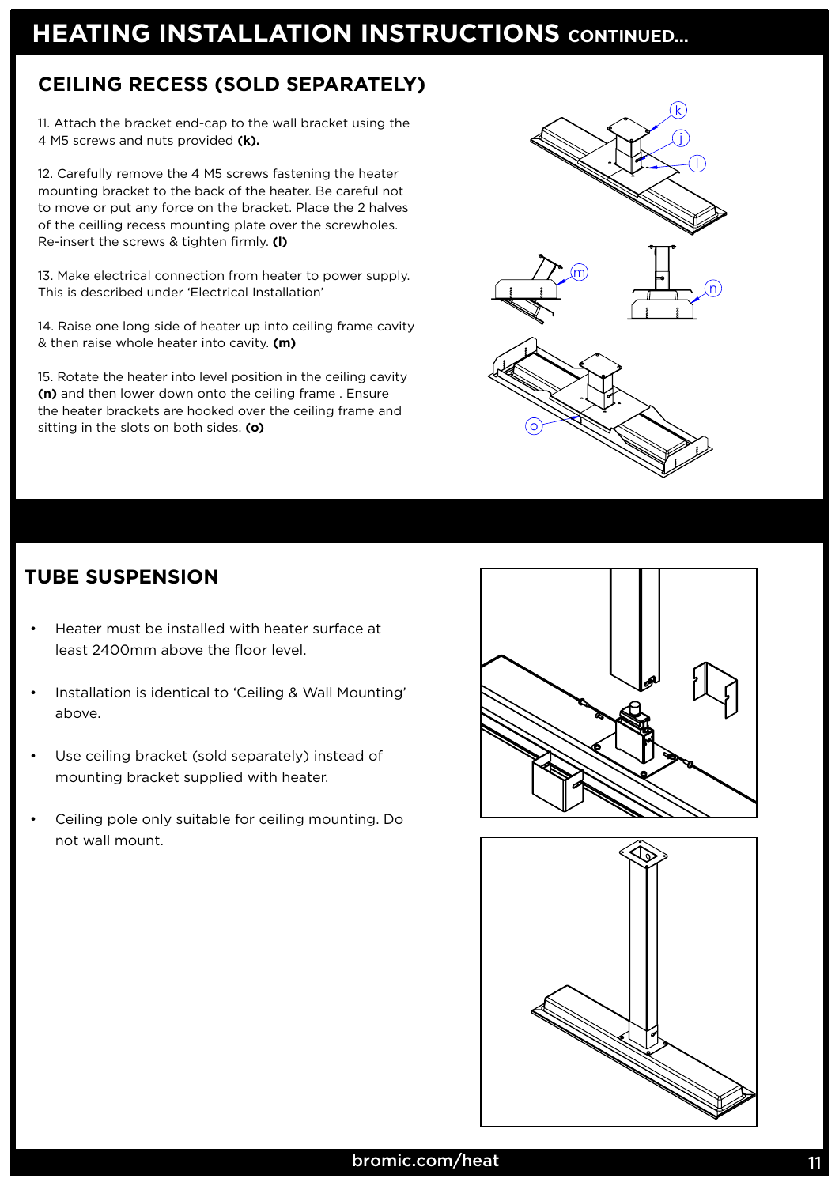# HEATING INSTALLATION INSTRUCTIONS CONTINUED...

## CEILING RECESS (SOLD SEPARATELY)

11. Attach the bracket end-cap to the wall bracket using the 4 M5 screws and nuts provided **(k).**

12. Carefully remove the 4 M5 screws fastening the heater mounting bracket to the back of the heater. Be careful not to move or put any force on the bracket. Place the 2 halves of the ceilling recess mounting plate over the screwholes. Re-insert the screws & tighten firmly. **(l)**

13. Make electrical connection from heater to power supply. This is described under 'Electrical Installation'

14. Raise one long side of heater up into ceiling frame cavity & then raise whole heater into cavity. **(m)**

15. Rotate the heater into level position in the ceiling cavity **(n)** and then lower down onto the ceiling frame . Ensure the heater brackets are hooked over the ceiling frame and sitting in the slots on both sides. **(o)**

## TUBE SUSPENSION

- Heater must be installed with heater surface at least 2400mm above the floor level.
- Installation is identical to 'Ceiling & Wall Mounting' above.
- Use ceiling bracket (sold separately) instead of mounting bracket supplied with heater.
- Ceiling pole only suitable for ceiling mounting. Do not wall mount.

bromic.com/heat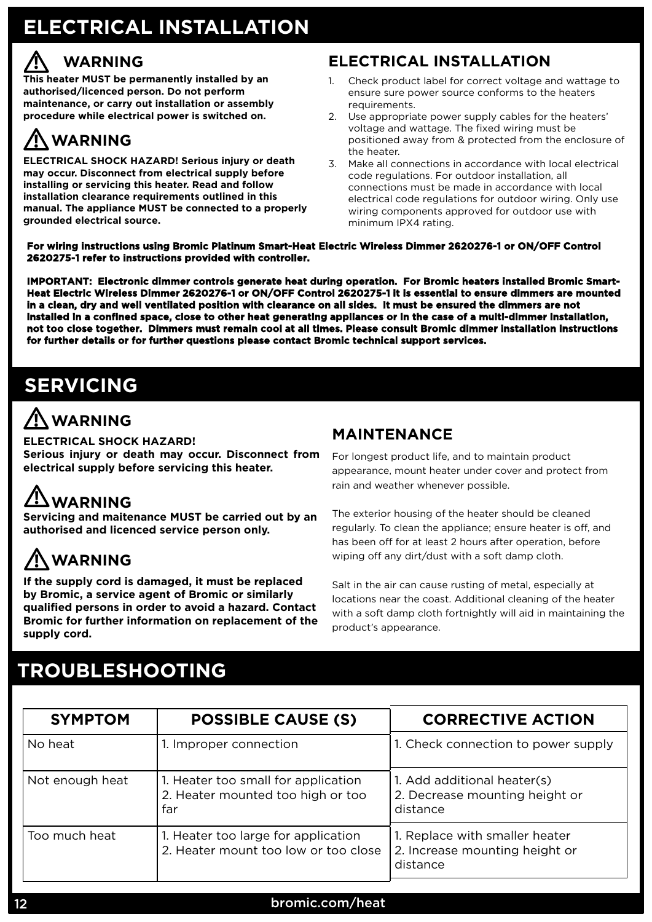# ELECTRICAL INSTALLATION

### ⚠ WARNING

**This heater MUST be permanently installed by an authorised/licenced person. Do not perform maintenance, or carry out installation or assembly procedure while electrical power is switched on.**

### ⚠ WARNING

**ELECTRICAL SHOCK HAZARD! Serious injury or death may occur. Disconnect from electrical supply before installing or servicing this heater. Read and follow installation clearance requirements outlined in this manual. The appliance MUST be connected to a properly grounded electrical source.**

## ELECTRICAL INSTALLATION

1. Check product label for correct voltage and wattage to ensure sure power source conforms to the heaters requirements.
2. Use appropriate power supply cables for the heaters' voltage and wattage. The fixed wiring must be positioned away from & protected from the enclosure of the heater.
3. Make all connections in accordance with local electrical code regulations. For outdoor installation, all connections must be made in accordance with local electrical code regulations for outdoor wiring. Only use wiring components approved for outdoor use with minimum IPX4 rating.

**For wiring instructions using Bromic Platinum Smart-Heat Electric Wireless Dimmer 2620276-1 or ON/OFF Control 2620275-1 refer to instructions provided with controller.**

**IMPORTANT: Electronic dimmer controls generate heat during operation. For Bromic heaters installed Bromic Smart-Heat Electric Wireless Dimmer 2620276-1 or ON/OFF Control 2620275-1 it is essential to ensure dimmers are mounted in a clean, dry and well ventilated position with clearance on all sides. It must be ensured the dimmers are not installed in a confined space, close to other heat generating appliances or in the case of a multi-dimmer installation, not too close together. Dimmers must remain cool at all times. Please consult Bromic dimmer installation instructions for further details or for further questions please contact Bromic technical support services.**

# SERVICING

### ⚠ WARNING

**ELECTRICAL SHOCK HAZARD!**
**Serious injury or death may occur. Disconnect from electrical supply before servicing this heater.**

### ⚠ WARNING

**Servicing and maitenance MUST be carried out by an authorised and licenced service person only.**

### ⚠ WARNING

**If the supply cord is damaged, it must be replaced by Bromic, a service agent of Bromic or similarly qualified persons in order to avoid a hazard. Contact Bromic for further information on replacement of the supply cord.**

## MAINTENANCE

For longest product life, and to maintain product appearance, mount heater under cover and protect from rain and weather whenever possible.

The exterior housing of the heater should be cleaned regularly. To clean the appliance; ensure heater is off, and has been off for at least 2 hours after operation, before wiping off any dirt/dust with a soft damp cloth.

Salt in the air can cause rusting of metal, especially at locations near the coast. Additional cleaning of the heater with a soft damp cloth fortnightly will aid in maintaining the product's appearance.

# TROUBLESHOOTING

| SYMPTOM | POSSIBLE CAUSE (S) | CORRECTIVE ACTION |
| --- | --- | --- |
| No heat | 1. Improper connection | 1. Check connection to power supply |
| Not enough heat | 1. Heater too small for application<br>2. Heater mounted too high or too far | 1. Add additional heater(s)<br>2. Decrease mounting height or distance |
| Too much heat | 1. Heater too large for application<br>2. Heater mount too low or too close | 1. Replace with smaller heater<br>2. Increase mounting height or distance |

bromic.com/heat